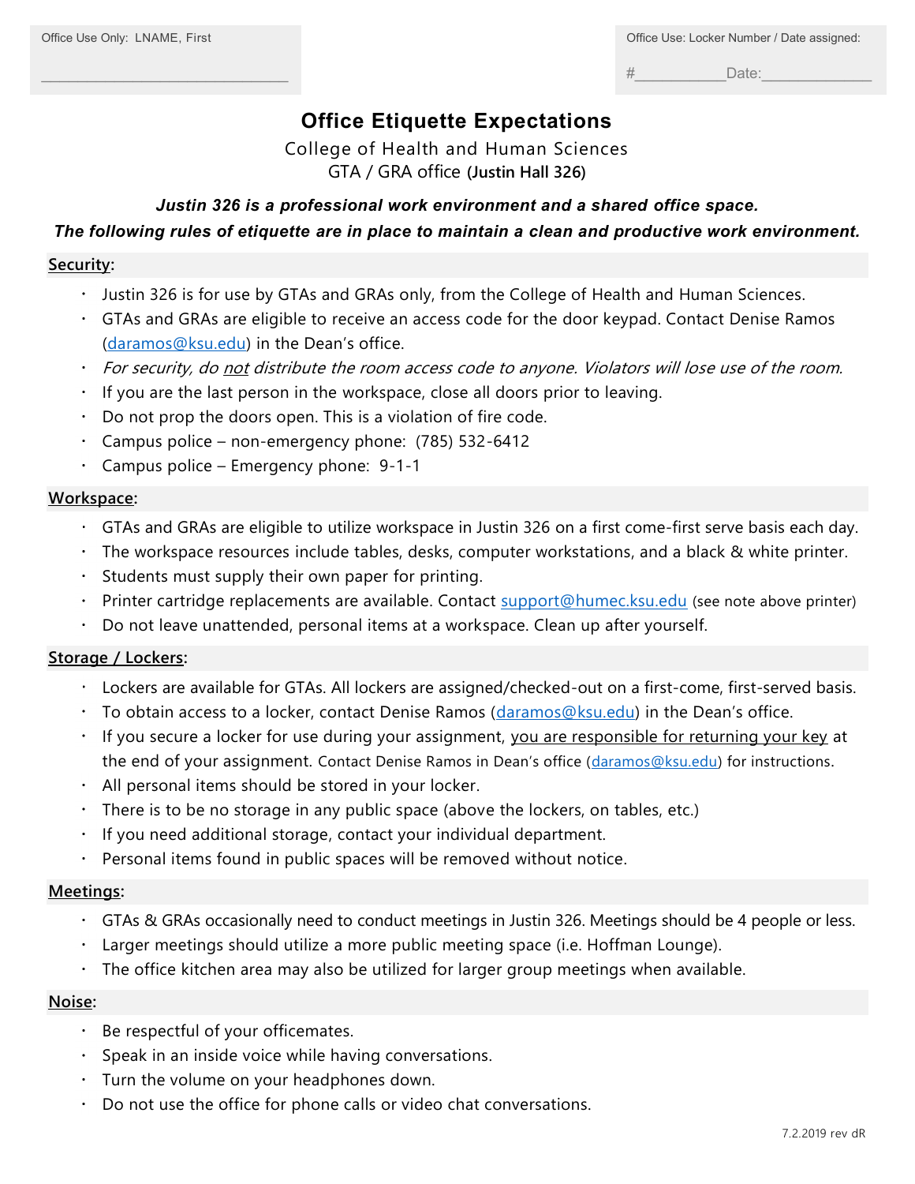Office Use Only: LNAME, First

______________________________

Office Use: Locker Number / Date assigned:

#__________ Date:____________

# Office Etiquette Expectations

College of Health and Human Sciences
GTA / GRA office **(Justin Hall 326)**

***Justin 326 is a professional work environment and a shared office space.***
***The following rules of etiquette are in place to maintain a clean and productive work environment.***

## Security:

- Justin 326 is for use by GTAs and GRAs only, from the College of Health and Human Sciences.
- GTAs and GRAs are eligible to receive an access code for the door keypad. Contact Denise Ramos (daramos@ksu.edu) in the Dean's office.
- *For security, do not distribute the room access code to anyone. Violators will lose use of the room.*
- If you are the last person in the workspace, close all doors prior to leaving.
- Do not prop the doors open. This is a violation of fire code.
- Campus police – non-emergency phone: (785) 532-6412
- Campus police – Emergency phone: 9-1-1

## Workspace:

- GTAs and GRAs are eligible to utilize workspace in Justin 326 on a first come-first serve basis each day.
- The workspace resources include tables, desks, computer workstations, and a black & white printer.
- Students must supply their own paper for printing.
- Printer cartridge replacements are available. Contact support@humec.ksu.edu (see note above printer)
- Do not leave unattended, personal items at a workspace. Clean up after yourself.

## Storage / Lockers:

- Lockers are available for GTAs. All lockers are assigned/checked-out on a first-come, first-served basis.
- To obtain access to a locker, contact Denise Ramos (daramos@ksu.edu) in the Dean's office.
- If you secure a locker for use during your assignment, you are responsible for returning your key at the end of your assignment. Contact Denise Ramos in Dean's office (daramos@ksu.edu) for instructions.
- All personal items should be stored in your locker.
- There is to be no storage in any public space (above the lockers, on tables, etc.)
- If you need additional storage, contact your individual department.
- Personal items found in public spaces will be removed without notice.

## Meetings:

- GTAs & GRAs occasionally need to conduct meetings in Justin 326. Meetings should be 4 people or less.
- Larger meetings should utilize a more public meeting space (i.e. Hoffman Lounge).
- The office kitchen area may also be utilized for larger group meetings when available.

## Noise:

- Be respectful of your officemates.
- Speak in an inside voice while having conversations.
- Turn the volume on your headphones down.
- Do not use the office for phone calls or video chat conversations.

7.2.2019 rev dR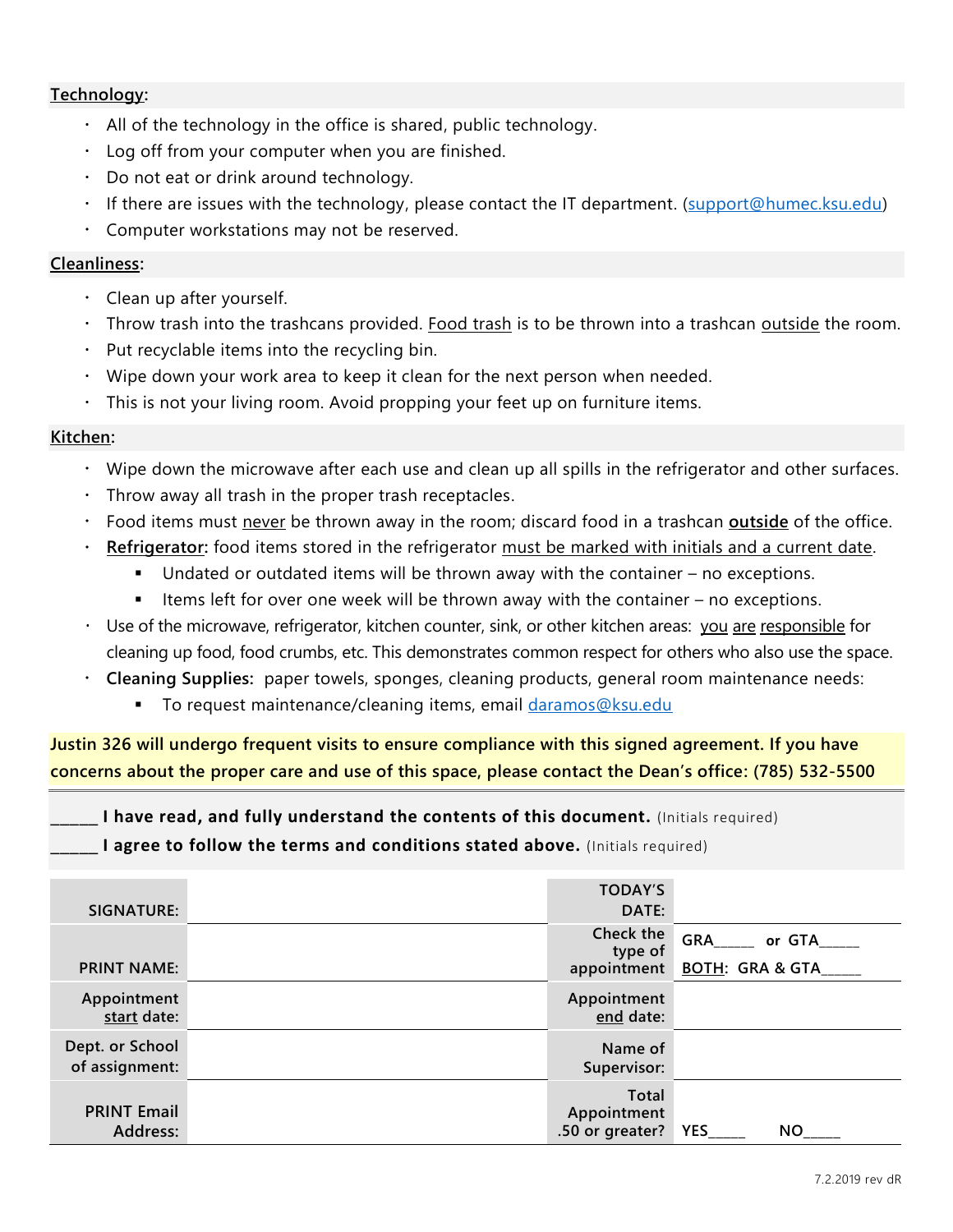**Technology:**

- All of the technology in the office is shared, public technology.
- Log off from your computer when you are finished.
- Do not eat or drink around technology.
- If there are issues with the technology, please contact the IT department. (support@humec.ksu.edu)
- Computer workstations may not be reserved.

**Cleanliness:**

- Clean up after yourself.
- Throw trash into the trashcans provided. Food trash is to be thrown into a trashcan outside the room.
- Put recyclable items into the recycling bin.
- Wipe down your work area to keep it clean for the next person when needed.
- This is not your living room. Avoid propping your feet up on furniture items.

**Kitchen:**

- Wipe down the microwave after each use and clean up all spills in the refrigerator and other surfaces.
- Throw away all trash in the proper trash receptacles.
- Food items must never be thrown away in the room; discard food in a trashcan **outside** of the office.
- **Refrigerator:** food items stored in the refrigerator must be marked with initials and a current date.
  - Undated or outdated items will be thrown away with the container – no exceptions.
  - Items left for over one week will be thrown away with the container – no exceptions.
- Use of the microwave, refrigerator, kitchen counter, sink, or other kitchen areas: you are responsible for cleaning up food, food crumbs, etc. This demonstrates common respect for others who also use the space.
- **Cleaning Supplies:** paper towels, sponges, cleaning products, general room maintenance needs:
  - To request maintenance/cleaning items, email daramos@ksu.edu

**Justin 326 will undergo frequent visits to ensure compliance with this signed agreement. If you have concerns about the proper care and use of this space, please contact the Dean's office: (785) 532-5500**

_____ **I have read, and fully understand the contents of this document.** (Initials required)

_____ **I agree to follow the terms and conditions stated above.** (Initials required)

| | | | |
|---|---|---|---|
| SIGNATURE: | | TODAY'S DATE: | |
| PRINT NAME: | | Check the type of appointment | GRA_____ or GTA_____ BOTH: GRA & GTA_____ |
| Appointment start date: | | Appointment end date: | |
| Dept. or School of assignment: | | Name of Supervisor: | |
| PRINT Email Address: | | Total Appointment .50 or greater? | YES_____ NO_____ |

7.2.2019 rev dR